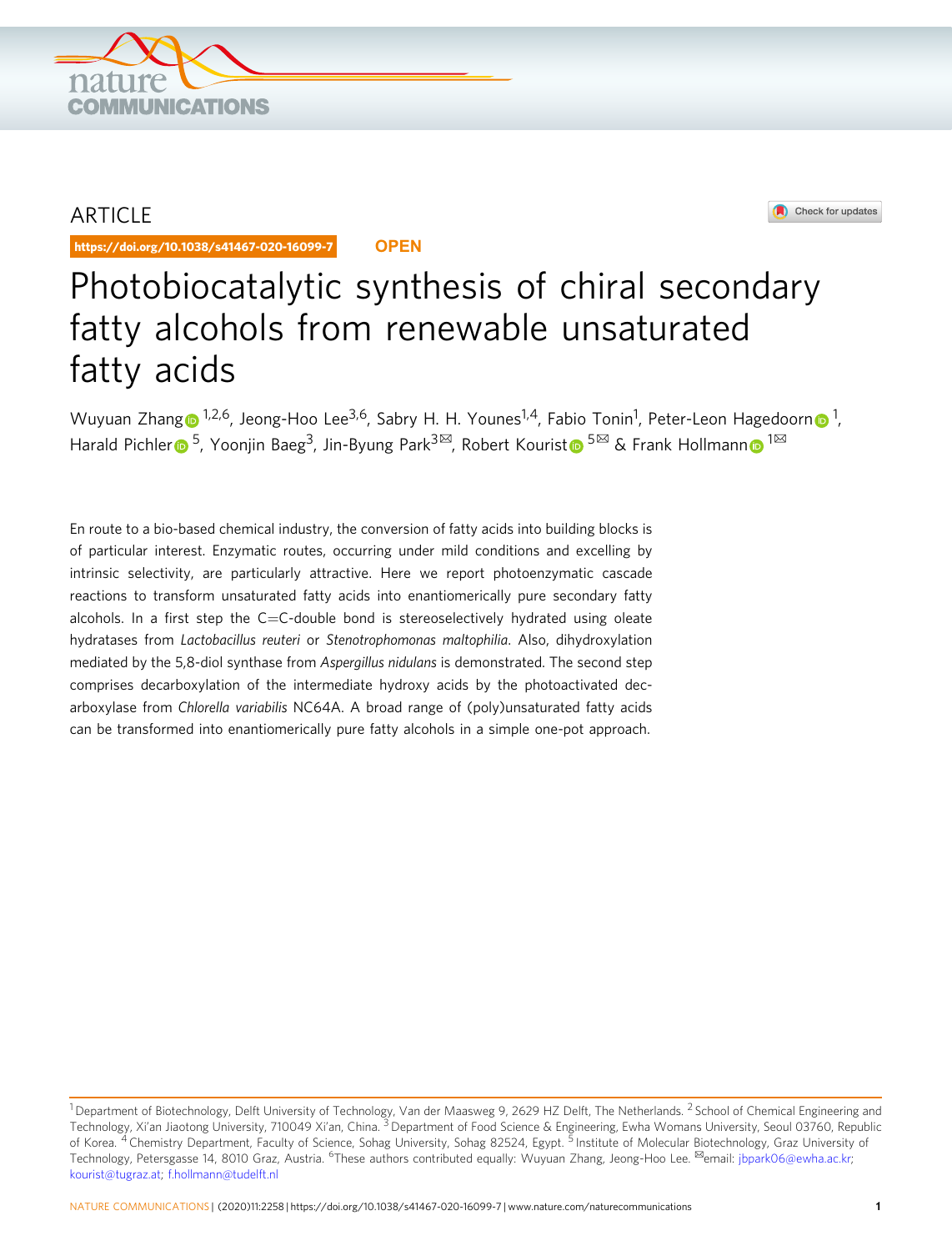ARTICLE

https://doi.org/10.1038/s41467-020-16099-7 OPEN

# Photobiocatalytic synthesis of chiral secondary fatty alcohols from renewable unsaturated fatty acids

Wuyuan Zhang[1,2,6], Jeong-Hoo Lee[3,6], Sabry H. H. Younes[1,4], Fabio Tonin[1], Peter-Leon Hagedoorn[1], Harald Pichler[5], Yoonjin Baeg[3], Jin-Byung Park[3✉], Robert Kourist[5✉] & Frank Hollmann[1✉]

En route to a bio-based chemical industry, the conversion of fatty acids into building blocks is of particular interest. Enzymatic routes, occurring under mild conditions and excelling by intrinsic selectivity, are particularly attractive. Here we report photoenzymatic cascade reactions to transform unsaturated fatty acids into enantiomerically pure secondary fatty alcohols. In a first step the C=C-double bond is stereoselectively hydrated using oleate hydratases from *Lactobacillus reuteri* or *Stenotrophomonas maltophilia*. Also, dihydroxylation mediated by the 5,8-diol synthase from *Aspergillus nidulans* is demonstrated. The second step comprises decarboxylation of the intermediate hydroxy acids by the photoactivated decarboxylase from *Chlorella variabilis* NC64A. A broad range of (poly)unsaturated fatty acids can be transformed into enantiomerically pure fatty alcohols in a simple one-pot approach.

[1] Department of Biotechnology, Delft University of Technology, Van der Maasweg 9, 2629 HZ Delft, The Netherlands. [2] School of Chemical Engineering and Technology, Xi'an Jiaotong University, 710049 Xi'an, China. [3] Department of Food Science & Engineering, Ewha Womans University, Seoul 03760, Republic of Korea. [4] Chemistry Department, Faculty of Science, Sohag University, Sohag 82524, Egypt. [5] Institute of Molecular Biotechnology, Graz University of Technology, Petersgasse 14, 8010 Graz, Austria. [6] These authors contributed equally: Wuyuan Zhang, Jeong-Hoo Lee. ✉email: jbpark06@ewha.ac.kr; kourist@tugraz.at; f.hollmann@tudelft.nl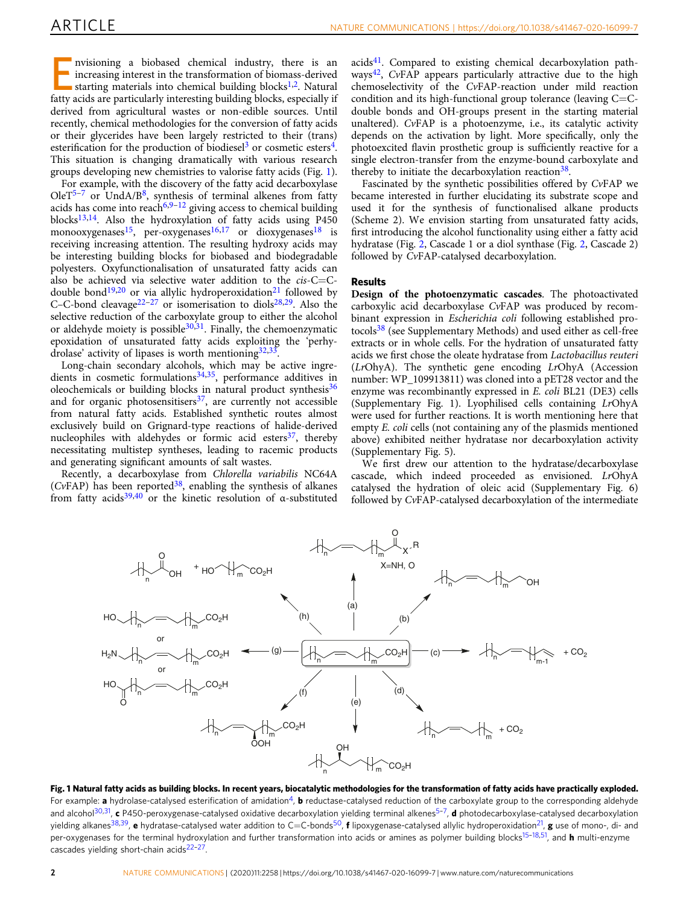Envisioning a biobased chemical industry, there is an increasing interest in the transformation of biomass-derived starting materials into chemical building blocks[1,2]. Natural fatty acids are particularly interesting building blocks, especially if derived from agricultural wastes or non-edible sources. Until recently, chemical methodologies for the conversion of fatty acids or their glycerides have been largely restricted to their (trans) esterification for the production of biodiesel[3] or cosmetic esters[4]. This situation is changing dramatically with various research groups developing new chemistries to valorise fatty acids (Fig. 1).

For example, with the discovery of the fatty acid decarboxylase OleT[5–7] or UndA/B[8], synthesis of terminal alkenes from fatty acids has come into reach[6,9–12] giving access to chemical building blocks[13,14]. Also the hydroxylation of fatty acids using P450 monooxygenases[15], per-oxygenases[16,17] or dioxygenases[18] is receiving increasing attention. The resulting hydroxy acids may be interesting building blocks for biobased and biodegradable polyesters. Oxyfunctionalisation of unsaturated fatty acids can also be achieved via selective water addition to the *cis*-C=C-double bond[19,20] or via allylic hydroperoxidation[21] followed by C–C-bond cleavage[22–27] or isomerisation to diols[28,29]. Also the selective reduction of the carboxylate group to either the alcohol or aldehyde moiety is possible[30,31]. Finally, the chemoenzymatic epoxidation of unsaturated fatty acids exploiting the 'perhydrolase' activity of lipases is worth mentioning[32,33].

Long-chain secondary alcohols, which may be active ingredients in cosmetic formulations[34,35], performance additives in oleochemicals or building blocks in natural product synthesis[36] and for organic photosensitisers[37], are currently not accessible from natural fatty acids. Established synthetic routes almost exclusively build on Grignard-type reactions of halide-derived nucleophiles with aldehydes or formic acid esters[37], thereby necessitating multistep syntheses, leading to racemic products and generating significant amounts of salt wastes.

Recently, a decarboxylase from *Chlorella variabilis* NC64A (*Cv*FAP) has been reported[38], enabling the synthesis of alkanes from fatty acids[39,40] or the kinetic resolution of α-substituted acids[41]. Compared to existing chemical decarboxylation pathways[42], *Cv*FAP appears particularly attractive due to the high chemoselectivity of the *Cv*FAP-reaction under mild reaction condition and its high-functional group tolerance (leaving C=C-double bonds and OH-groups present in the starting material unaltered). *Cv*FAP is a photoenzyme, i.e., its catalytic activity depends on the activation by light. More specifically, only the photoexcited flavin prosthetic group is sufficiently reactive for a single electron-transfer from the enzyme-bound carboxylate and thereby to initiate the decarboxylation reaction[38].

Fascinated by the synthetic possibilities offered by *Cv*FAP we became interested in further elucidating its substrate scope and used it for the synthesis of functionalised alkane products (Scheme 2). We envision starting from unsaturated fatty acids, first introducing the alcohol functionality using either a fatty acid hydratase (Fig. 2, Cascade 1 or a diol synthase (Fig. 2, Cascade 2) followed by *Cv*FAP-catalysed decarboxylation.

## Results

**Design of the photoenzymatic cascades**. The photoactivated carboxylic acid decarboxylase *Cv*FAP was produced by recombinant expression in *Escherichia coli* following established protocols[38] (see Supplementary Methods) and used either as cell-free extracts or in whole cells. For the hydration of unsaturated fatty acids we first chose the oleate hydratase from *Lactobacillus reuteri* (*Lr*OhyA). The synthetic gene encoding *Lr*OhyA (Accession number: WP_109913811) was cloned into a pET28 vector and the enzyme was recombinantly expressed in *E. coli* BL21 (DE3) cells (Supplementary Fig. 1). Lyophilised cells containing *Lr*OhyA were used for further reactions. It is worth mentioning here that empty *E. coli* cells (not containing any of the plasmids mentioned above) exhibited neither hydratase nor decarboxylation activity (Supplementary Fig. 5).

We first drew our attention to the hydratase/decarboxylase cascade, which indeed proceeded as envisioned. *Lr*OhyA catalysed the hydration of oleic acid (Supplementary Fig. 6) followed by *Cv*FAP-catalysed decarboxylation of the intermediate

**Fig. 1 Natural fatty acids as building blocks. In recent years, biocatalytic methodologies for the transformation of fatty acids have practically exploded.** For example: **a** hydrolase-catalysed esterification of amidation[4], **b** reductase-catalysed reduction of the carboxylate group to the corresponding aldehyde and alcohol[30,31], **c** P450-peroxygenase-catalysed oxidative decarboxylation yielding terminal alkenes[5–7], **d** photodecarboxylase-catalysed decarboxylation yielding alkanes[38,39], **e** hydratase-catalysed water addition to C=C-bonds[50], **f** lipoxygenase-catalysed allylic hydroperoxidation[21], **g** use of mono-, di- and per-oxygenases for the terminal hydroxylation and further transformation into acids or amines as polymer building blocks[15–18,51], and **h** multi-enzyme cascades yielding short-chain acids[22–27].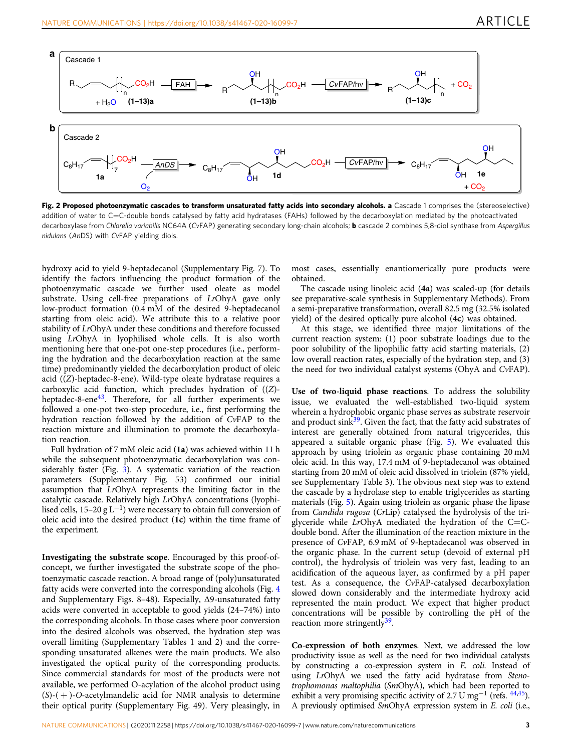**Fig. 2 Proposed photoenzymatic cascades to transform unsaturated fatty acids into secondary alcohols. a** Cascade 1 comprises the (stereoselective) addition of water to C=C-double bonds catalysed by fatty acid hydratases (FAHs) followed by the decarboxylation mediated by the photoactivated decarboxylase from *Chlorella variabilis* NC64A (*Cv*FAP) generating secondary long-chain alcohols; **b** cascade 2 combines 5,8-diol synthase from *Aspergillus nidulans* (*An*DS) with *Cv*FAP yielding diols.

hydroxy acid to yield 9-heptadecanol (Supplementary Fig. 7). To identify the factors influencing the product formation of the photoenzymatic cascade we further used oleate as model substrate. Using cell-free preparations of *Lr*OhyA gave only low-product formation (0.4 mM of the desired 9-heptadecanol starting from oleic acid). We attribute this to a relative poor stability of *Lr*OhyA under these conditions and therefore focussed using *Lr*OhyA in lyophilised whole cells. It is also worth mentioning here that one-pot one-step procedures (i.e., performing the hydration and the decarboxylation reaction at the same time) predominantly yielded the decarboxylation product of oleic acid ((*Z*)-heptadec-8-ene). Wild-type oleate hydratase requires a carboxylic acid function, which precludes hydration of ((*Z*)-heptadec-8-ene[43]. Therefore, for all further experiments we followed a one-pot two-step procedure, i.e., first performing the hydration reaction followed by the addition of *Cv*FAP to the reaction mixture and illumination to promote the decarboxylation reaction.

Full hydration of 7 mM oleic acid (**1a**) was achieved within 11 h while the subsequent photoenzymatic decarboxylation was considerably faster (Fig. 3). A systematic variation of the reaction parameters (Supplementary Fig. 53) confirmed our initial assumption that *Lr*OhyA represents the limiting factor in the catalytic cascade. Relatively high *Lr*OhyA concentrations (lyophilised cells, 15–20 g $L^{-1}$) were necessary to obtain full conversion of oleic acid into the desired product (**1c**) within the time frame of the experiment.

**Investigating the substrate scope**. Encouraged by this proof-of-concept, we further investigated the substrate scope of the photoenzymatic cascade reaction. A broad range of (poly)unsaturated fatty acids were converted into the corresponding alcohols (Fig. 4 and Supplementary Figs. 8–48). Especially, Δ9-unsaturated fatty acids were converted in acceptable to good yields (24–74%) into the corresponding alcohols. In those cases where poor conversion into the desired alcohols was observed, the hydration step was overall limiting (Supplementary Tables 1 and 2) and the corresponding unsaturated alkenes were the main products. We also investigated the optical purity of the corresponding products. Since commercial standards for most of the products were not available, we performed O-acylation of the alcohol product using (*S*)-(+)-*O*-acetylmandelic acid for NMR analysis to determine their optical purity (Supplementary Fig. 49). Very pleasingly, in most cases, essentially enantiomerically pure products were obtained.

The cascade using linoleic acid (**4a**) was scaled-up (for details see preparative-scale synthesis in Supplementary Methods). From a semi-preparative transformation, overall 82.5 mg (32.5% isolated yield) of the desired optically pure alcohol (**4c**) was obtained.

At this stage, we identified three major limitations of the current reaction system: (1) poor substrate loadings due to the poor solubility of the lipophilic fatty acid starting materials, (2) low overall reaction rates, especially of the hydration step, and (3) the need for two individual catalyst systems (OhyA and *Cv*FAP).

**Use of two-liquid phase reactions**. To address the solubility issue, we evaluated the well-established two-liquid system wherein a hydrophobic organic phase serves as substrate reservoir and product sink[39]. Given the fact, that the fatty acid substrates of interest are generally obtained from natural trigycerides, this appeared a suitable organic phase (Fig. 5). We evaluated this approach by using triolein as organic phase containing 20 mM oleic acid. In this way, 17.4 mM of 9-heptadecanol was obtained starting from 20 mM of oleic acid dissolved in triolein (87% yield, see Supplementary Table 3). The obvious next step was to extend the cascade by a hydrolase step to enable triglycerides as starting materials (Fig. 5). Again using triolein as organic phase the lipase from *Candida rugosa* (*Cr*Lip) catalysed the hydrolysis of the triglyceride while *Lr*OhyA mediated the hydration of the C=C-double bond. After the illumination of the reaction mixture in the presence of *Cv*FAP, 6.9 mM of 9-heptadecanol was observed in the organic phase. In the current setup (devoid of external pH control), the hydrolysis of triolein was very fast, leading to an acidification of the aqueous layer, as confirmed by a pH paper test. As a consequence, the *Cv*FAP-catalysed decarboxylation slowed down considerably and the intermediate hydroxy acid represented the main product. We expect that higher product concentrations will be possible by controlling the pH of the reaction more stringently[39].

**Co-expression of both enzymes**. Next, we addressed the low productivity issue as well as the need for two individual catalysts by constructing a co-expression system in *E. coli*. Instead of using *Lr*OhyA we used the fatty acid hydratase from *Stenotrophomonas maltophilia* (*Sm*OhyA), which had been reported to exhibit a very promising specific activity of 2.7 U $mg^{-1}$ (refs. [44,45]). A previously optimised *Sm*OhyA expression system in *E. coli* (i.e.,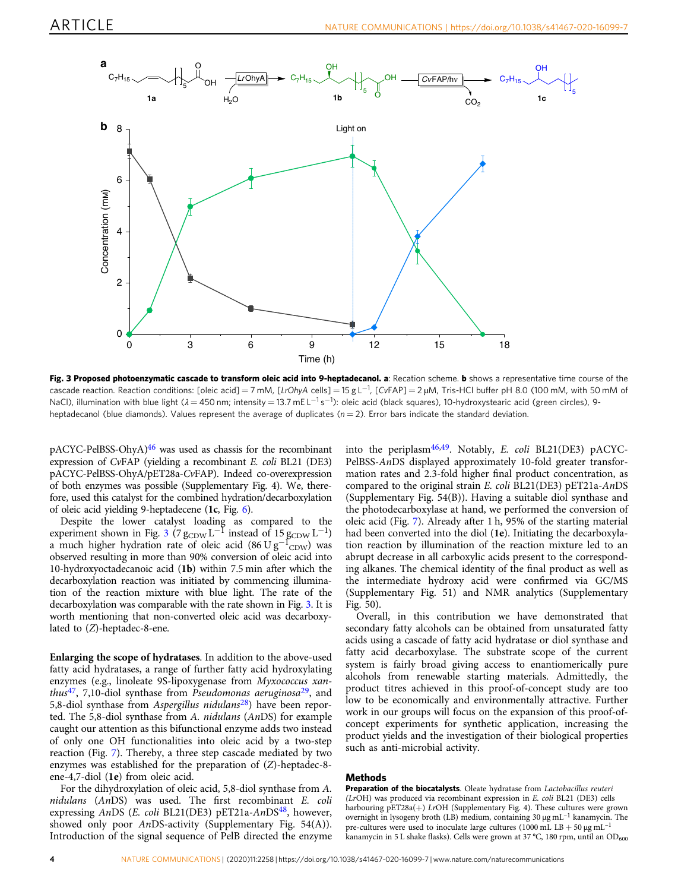**Fig. 3 Proposed photoenzymatic cascade to transform oleic acid into 9-heptadecanol. a**: Recation scheme. **b** shows a representative time course of the cascade reaction. Reaction conditions: [oleic acid] = 7 mM, [*LrOhyA* cells] = 15 g L$^{-1}$, [*Cv*FAP] = 2 µM, Tris-HCl buffer pH 8.0 (100 mM, with 50 mM of NaCl), illumination with blue light ($\lambda$ = 450 nm; intensity = 13.7 mE L$^{-1}$ s$^{-1}$): oleic acid (black squares), 10-hydroxystearic acid (green circles), 9-heptadecanol (blue diamonds). Values represent the average of duplicates ($n$ = 2). Error bars indicate the standard deviation.

pACYC-PelBSS-OhyA)[46] was used as chassis for the recombinant expression of *Cv*FAP (yielding a recombinant *E. coli* BL21 (DE3) pACYC-PelBSS-OhyA/pET28a-*Cv*FAP). Indeed co-overexpression of both enzymes was possible (Supplementary Fig. 4). We, therefore, used this catalyst for the combined hydration/decarboxylation of oleic acid yielding 9-heptadecene (**1c**, Fig. 6).

Despite the lower catalyst loading as compared to the experiment shown in Fig. 3 (7 $g_{CDW}$ L$^{-1}$ instead of 15 $g_{CDW}$ L$^{-1}$) a much higher hydration rate of oleic acid (86 U $g^{-1}_{CDW}$) was observed resulting in more than 90% conversion of oleic acid into 10-hydroxyoctadecanoic acid (**1b**) within 7.5 min after which the decarboxylation reaction was initiated by commencing illumination of the reaction mixture with blue light. The rate of the decarboxylation was comparable with the rate shown in Fig. 3. It is worth mentioning that non-converted oleic acid was decarboxylated to (*Z*)-heptadec-8-ene.

**Enlarging the scope of hydratases**. In addition to the above-used fatty acid hydratases, a range of further fatty acid hydroxylating enzymes (e.g., linoleate 9S-lipoxygenase from *Myxococcus xanthus*[47], 7,10-diol synthase from *Pseudomonas aeruginosa*[29], and 5,8-diol synthase from *Aspergillus nidulans*[28]) have been reported. The 5,8-diol synthase from *A. nidulans* (*An*DS) for example caught our attention as this bifunctional enzyme adds two instead of only one OH functionalities into oleic acid by a two-step reaction (Fig. 7). Thereby, a three step cascade mediated by two enzymes was established for the preparation of (*Z*)-heptadec-8-ene-4,7-diol (**1e**) from oleic acid.

For the dihydroxylation of oleic acid, 5,8-diol synthase from *A. nidulans* (*An*DS) was used. The first recombinant *E. coli* expressing *An*DS (*E. coli* BL21(DE3) pET21a-*An*DS[48], however, showed only poor *An*DS-activity (Supplementary Fig. 54(A)). Introduction of the signal sequence of PelB directed the enzyme into the periplasm[46,49]. Notably, *E. coli* BL21(DE3) pACYC-PelBSS-*An*DS displayed approximately 10-fold greater transformation rates and 2.3-fold higher final product concentration, as compared to the original strain *E. coli* BL21(DE3) pET21a-*An*DS (Supplementary Fig. 54(B)). Having a suitable diol synthase and the photodecarboxylase at hand, we performed the conversion of oleic acid (Fig. 7). Already after 1 h, 95% of the starting material had been converted into the diol (**1e**). Initiating the decarboxylation reaction by illumination of the reaction mixture led to an abrupt decrease in all carboxylic acids present to the corresponding alkanes. The chemical identity of the final product as well as the intermediate hydroxy acid were confirmed via GC/MS (Supplementary Fig. 51) and NMR analytics (Supplementary Fig. 50).

Overall, in this contribution we have demonstrated that secondary fatty alcohols can be obtained from unsaturated fatty acids using a cascade of fatty acid hydratase or diol synthase and fatty acid decarboxylase. The substrate scope of the current system is fairly broad giving access to enantiomerically pure alcohols from renewable starting materials. Admittedly, the product titres achieved in this proof-of-concept study are too low to be economically and environmentally attractive. Further work in our groups will focus on the expansion of this proof-of-concept experiments for synthetic application, increasing the product yields and the investigation of their biological properties such as anti-microbial activity.

## Methods

**Preparation of the biocatalysts**. Oleate hydratase from *Lactobacillus reuteri* (*Lr*OH) was produced via recombinant expression in *E. coli* BL21 (DE3) cells harbouring pET28a(+) *Lr*OH (Supplementary Fig. 4). These cultures were grown overnight in lysogeny broth (LB) medium, containing 30 µg mL$^{-1}$ kanamycin. The pre-cultures were used to inoculate large cultures (1000 mL LB + 50 µg mL$^{-1}$ kanamycin in 5 L shake flasks). Cells were grown at 37 °C, 180 rpm, until an $OD_{600}$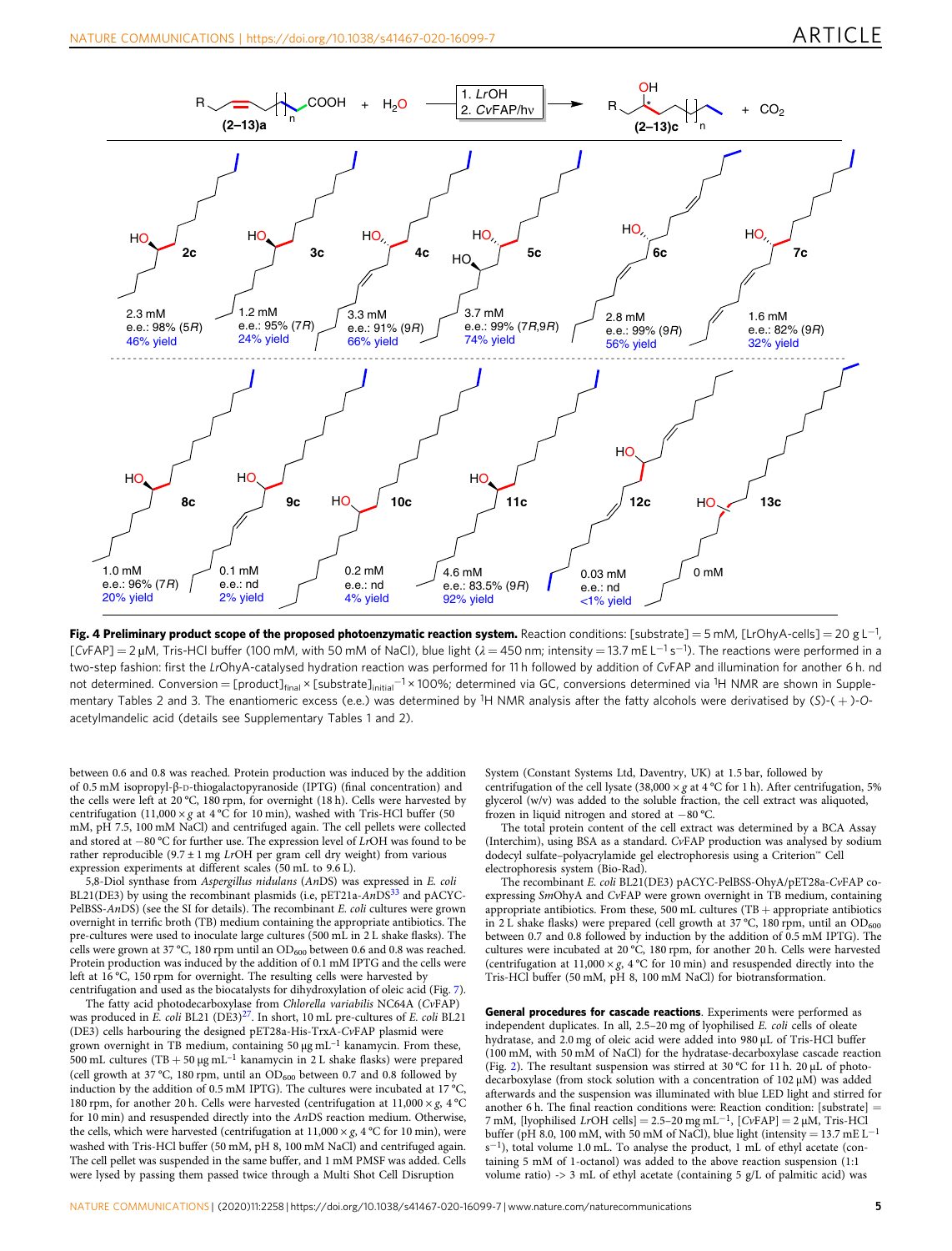**Fig. 4 Preliminary product scope of the proposed photoenzymatic reaction system.** Reaction conditions: [substrate] = 5 mM, [LrOhyA-cells] = 20 g $L^{-1}$, [CvFAP] = 2 μM, Tris-HCl buffer (100 mM, with 50 mM of NaCl), blue light ($\lambda$ = 450 nm; intensity = 13.7 mE $L^{-1}$ $s^{-1}$). The reactions were performed in a two-step fashion: first the LrOhyA-catalysed hydration reaction was performed for 11 h followed by addition of CvFAP and illumination for another 6 h. nd not determined. Conversion = $[\text{product}]_{\text{final}} \times [\text{substrate}]_{\text{initial}}^{-1} \times 100\%$; determined via GC, conversions determined via $^1$H NMR are shown in Supplementary Tables 2 and 3. The enantiomeric excess (e.e.) was determined by $^1$H NMR analysis after the fatty alcohols were derivatised by (S)-(+)-O-acetylmandelic acid (details see Supplementary Tables 1 and 2).

between 0.6 and 0.8 was reached. Protein production was induced by the addition of 0.5 mM isopropyl-β-D-thiogalactopyranoside (IPTG) (final concentration) and the cells were left at 20 °C, 180 rpm, for overnight (18 h). Cells were harvested by centrifugation (11,000 × g at 4 °C for 10 min), washed with Tris-HCl buffer (50 mM, pH 7.5, 100 mM NaCl) and centrifuged again. The cell pellets were collected and stored at −80 °C for further use. The expression level of LrOH was found to be rather reproducible (9.7 ± 1 mg LrOH per gram cell dry weight) from various expression experiments at different scales (50 mL to 9.6 L).

5,8-Diol synthase from *Aspergillus nidulans* (AnDS) was expressed in *E. coli* BL21(DE3) by using the recombinant plasmids (i.e, pET21a-AnDS[33] and pACYC-PelBSS-AnDS) (see the SI for details). The recombinant *E. coli* cultures were grown overnight in terrific broth (TB) medium containing the appropriate antibiotics. The pre-cultures were used to inoculate large cultures (500 mL in 2 L shake flasks). The cells were grown at 37 °C, 180 rpm until an $OD_{600}$ between 0.6 and 0.8 was reached. Protein production was induced by the addition of 0.1 mM IPTG and the cells were left at 16 °C, 150 rpm for overnight. The resulting cells were harvested by centrifugation and used as the biocatalysts for dihydroxylation of oleic acid (Fig. 7).

The fatty acid photodecarboxylase from *Chlorella variabilis* NC64A (CvFAP) was produced in *E. coli* BL21 (DE3)[27]. In short, 10 mL pre-cultures of *E. coli* BL21 (DE3) cells harbouring the designed pET28a-His-TrxA-CvFAP plasmid were grown overnight in TB medium, containing 50 μg $mL^{-1}$ kanamycin. From these, 500 mL cultures (TB + 50 μg $mL^{-1}$ kanamycin in 2 L shake flasks) were prepared (cell growth at 37 °C, 180 rpm, until an $OD_{600}$ between 0.7 and 0.8 followed by induction by the addition of 0.5 mM IPTG). The cultures were incubated at 17 °C, 180 rpm, for another 20 h. Cells were harvested (centrifugation at 11,000 × g, 4 °C for 10 min) and resuspended directly into the AnDS reaction medium. Otherwise, the cells, which were harvested (centrifugation at 11,000 × g, 4 °C for 10 min), were washed with Tris-HCl buffer (50 mM, pH 8, 100 mM NaCl) and centrifuged again. The cell pellet was suspended in the same buffer, and 1 mM PMSF was added. Cells were lysed by passing them passed twice through a Multi Shot Cell Disruption System (Constant Systems Ltd, Daventry, UK) at 1.5 bar, followed by centrifugation of the cell lysate (38,000 × g at 4 °C for 1 h). After centrifugation, 5% glycerol (w/v) was added to the soluble fraction, the cell extract was aliquoted, frozen in liquid nitrogen and stored at −80 °C.

The total protein content of the cell extract was determined by a BCA Assay (Interchim), using BSA as a standard. CvFAP production was analysed by sodium dodecyl sulfate–polyacrylamide gel electrophoresis using a Criterion™ Cell electrophoresis system (Bio-Rad).

The recombinant *E. coli* BL21(DE3) pACYC-PelBSS-OhyA/pET28a-CvFAP co-expressing SmOhyA and CvFAP were grown overnight in TB medium, containing appropriate antibiotics. From these, 500 mL cultures (TB + appropriate antibiotics in 2 L shake flasks) were prepared (cell growth at 37 °C, 180 rpm, until an $OD_{600}$ between 0.7 and 0.8 followed by induction by the addition of 0.5 mM IPTG). The cultures were incubated at 20 °C, 180 rpm, for another 20 h. Cells were harvested (centrifugation at 11,000 × g, 4 °C for 10 min) and resuspended directly into the Tris-HCl buffer (50 mM, pH 8, 100 mM NaCl) for biotransformation.

**General procedures for cascade reactions**. Experiments were performed as independent duplicates. In all, 2.5–20 mg of lyophilised *E. coli* cells of oleate hydratase, and 2.0 mg of oleic acid were added into 980 μL of Tris-HCl buffer (100 mM, with 50 mM of NaCl) for the hydratase-decarboxylase cascade reaction (Fig. 2). The resultant suspension was stirred at 30 °C for 11 h. 20 μL of photodecarboxylase (from stock solution with a concentration of 102 μM) was added afterwards and the suspension was illuminated with blue LED light and stirred for another 6 h. The final reaction condition: Reaction condition: [substrate] = 7 mM, [lyophilised LrOH cells] = 2.5–20 mg $mL^{-1}$, [CvFAP] = 2 μM, Tris-HCl buffer (pH 8.0, 100 mM, with 50 mM of NaCl), blue light (intensity = 13.7 mE $L^{-1}$ $s^{-1}$), total volume 1.0 mL. To analyse the product, 1 mL of ethyl acetate (containing 5 mM of 1-octanol) was added to the above reaction suspension (1:1 volume ratio) -> 3 mL of ethyl acetate (containing 5 g/L of palmitic acid) was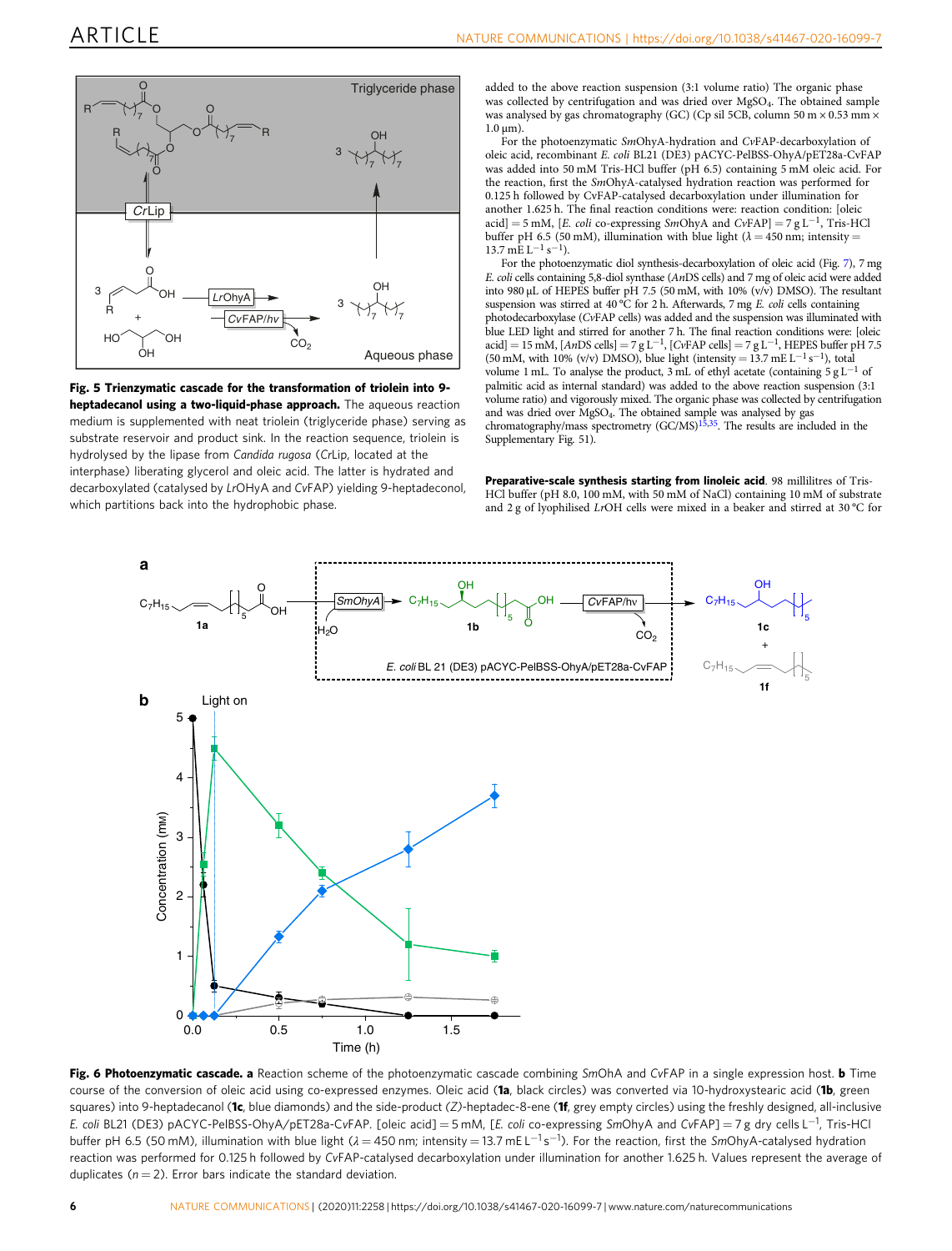**Fig. 5 Trienzymatic cascade for the transformation of triolein into 9-heptadecanol using a two-liquid-phase approach.** The aqueous reaction medium is supplemented with neat triolein (triglyceride phase) serving as substrate reservoir and product sink. In the reaction sequence, triolein is hydrolysed by the lipase from *Candida rugosa* (*Cr*Lip, located at the interphase) liberating glycerol and oleic acid. The latter is hydrated and decarboxylated (catalysed by *Lr*OhyA and *Cv*FAP) yielding 9-heptadecanol, which partitions back into the hydrophobic phase.

added to the above reaction suspension (3:1 volume ratio) The organic phase was collected by centrifugation and was dried over $MgSO_4$. The obtained sample was analysed by gas chromatography (GC) (Cp sil 5CB, column 50 m × 0.53 mm × 1.0 µm).

For the photoenzymatic *Sm*OhyA-hydration and *Cv*FAP-decarboxylation of oleic acid, recombinant *E. coli* BL21 (DE3) pACYC-PelBSS-OhyA/pET28a-CvFAP was added into 50 mM Tris-HCl buffer (pH 6.5) containing 5 mM oleic acid. For the reaction, first the *Sm*OhyA-catalysed hydration reaction was performed for 0.125 h followed by *Cv*FAP-catalysed decarboxylation under illumination for another 1.625 h. The final reaction conditions were: reaction condition: [oleic acid] = 5 mM, [*E. coli* co-expressing *Sm*OhyA and *Cv*FAP] = 7 g $L^{-1}$, Tris-HCl buffer pH 6.5 (50 mM), illumination with blue light ($\lambda$ = 450 nm; intensity = 13.7 mE $L^{-1}$ $s^{-1}$).

For the photoenzymatic diol synthesis-decarboxylation of oleic acid (Fig. 7), 7 mg *E. coli* cells containing 5,8-diol synthase (*An*DS cells) and 7 mg of oleic acid were added into 980 µL of HEPES buffer pH 7.5 (50 mM, with 10% (v/v) DMSO). The resultant suspension was stirred at 40 °C for 2 h. Afterwards, 7 mg *E. coli* cells containing photodecarboxylase (*Cv*FAP cells) was added and the suspension was illuminated with blue LED light and stirred for another 7 h. The final reaction conditions were: [oleic acid] = 15 mM, [*An*DS cells] = 7 g $L^{-1}$, [*Cv*FAP cells] = 7 g $L^{-1}$, HEPES buffer pH 7.5 (50 mM, with 10% (v/v) DMSO), blue light (intensity = 13.7 mE $L^{-1}$ $s^{-1}$), total volume 1 mL. To analyse the product, 3 mL of ethyl acetate (containing 5 g $L^{-1}$ of palmitic acid as internal standard) was added to the above reaction suspension (3:1 volume ratio) and vigorously mixed. The organic phase was collected by centrifugation and was dried over $MgSO_4$. The obtained sample was analysed by gas chromatography/mass spectrometry (GC/MS)[15,35]. The results are included in the Supplementary Fig. 51).

**Preparative-scale synthesis starting from linoleic acid**. 98 millilitres of Tris-HCl buffer (pH 8.0, 100 mM, with 50 mM of NaCl) containing 10 mM of substrate and 2 g of lyophilised *Lr*OH cells were mixed in a beaker and stirred at 30 °C for

**Fig. 6 Photoenzymatic cascade. a** Reaction scheme of the photoenzymatic cascade combining *Sm*OhA and *Cv*FAP in a single expression host. **b** Time course of the conversion of oleic acid using co-expressed enzymes. Oleic acid (**1a**, black circles) was converted via 10-hydroxystearic acid (**1b**, green squares) into 9-heptadecanol (**1c**, blue diamonds) and the side-product (*Z*)-heptadec-8-ene (**1f**, grey empty circles) using the freshly designed, all-inclusive *E. coli* BL21 (DE3) pACYC-PelBSS-OhyA/pET28a-CvFAP. [oleic acid] = 5 mM, [*E. coli* co-expressing *Sm*OhyA and *Cv*FAP] = 7 g dry cells $L^{-1}$, Tris-HCl buffer pH 6.5 (50 mM), illumination with blue light ($\lambda$ = 450 nm; intensity = 13.7 mE $L^{-1}$ $s^{-1}$). For the reaction, first the *Sm*OhyA-catalysed hydration reaction was performed for 0.125 h followed by *Cv*FAP-catalysed decarboxylation under illumination for another 1.625 h. Values represent the average of duplicates (*n* = 2). Error bars indicate the standard deviation.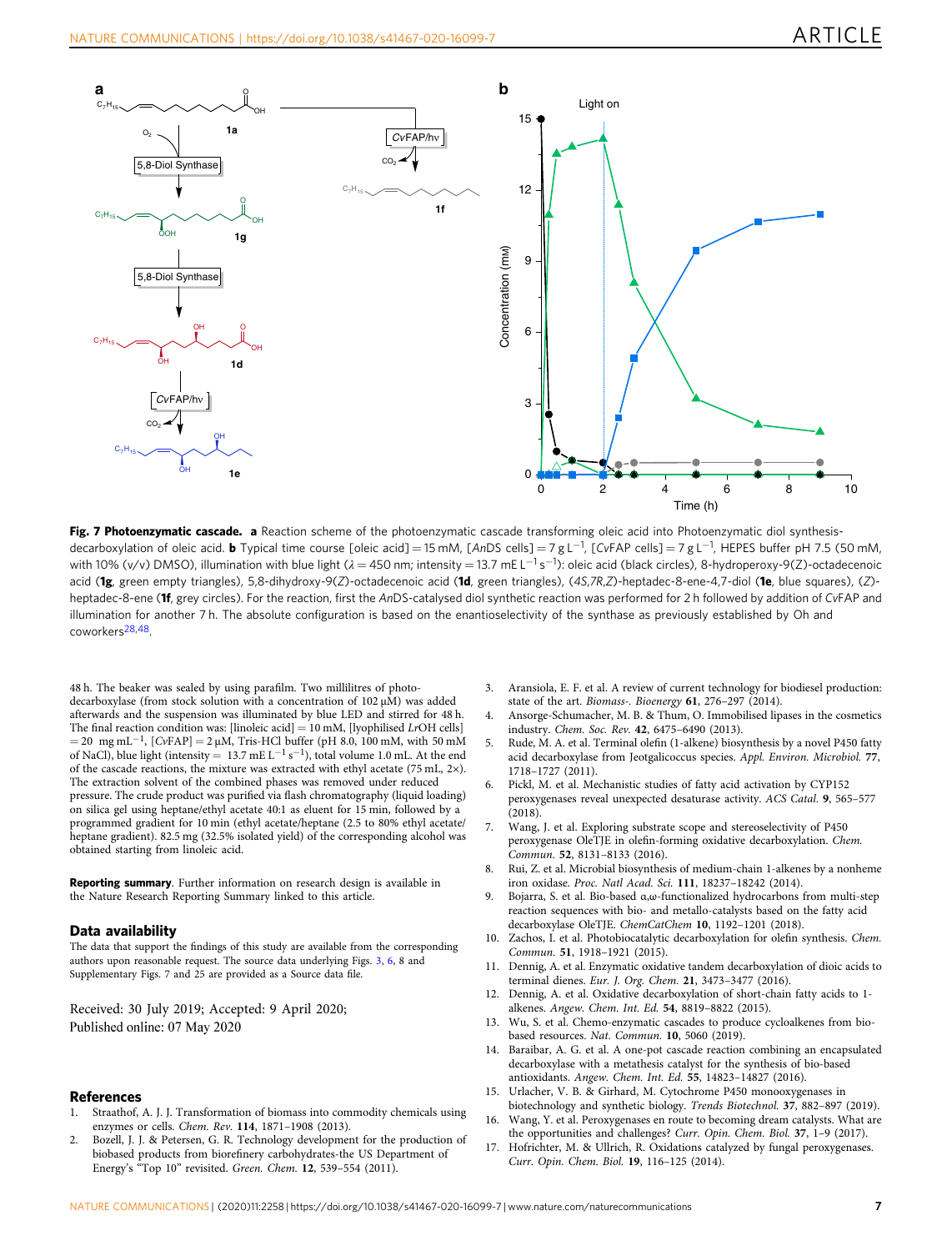**Fig. 7 Photoenzymatic cascade.** **a** Reaction scheme of the photoenzymatic cascade transforming oleic acid into Photoenzymatic diol synthesis-decarboxylation of oleic acid. **b** Typical time course [oleic acid] = 15 mM, [*An*DS cells] = 7 g $L^{-1}$, [*Cv*FAP cells] = 7 g $L^{-1}$, HEPES buffer pH 7.5 (50 mM, with 10% (v/v) DMSO), illumination with blue light ($\lambda$ = 450 nm; intensity = 13.7 mE $L^{-1}$ $s^{-1}$): oleic acid (black circles), 8-hydroperoxy-9(*Z*)-octadecenoic acid (**1g**, green empty triangles), 5,8-dihydroxy-9(*Z*)-octadecenoic acid (**1d**, green triangles), (4*S*,7*R*,*Z*)-heptadec-8-ene-4,7-diol (**1e**, blue squares), (*Z*)-heptadec-8-ene (**1f**, grey circles). For the reaction, first the *An*DS-catalysed diol synthetic reaction was performed for 2 h followed by addition of *Cv*FAP and illumination for another 7 h. The absolute configuration is based on the enantioselectivity of the synthase as previously established by Oh and coworkers[28,48].

48 h. The beaker was sealed by using parafilm. Two millilitres of photo-decarboxylase (from stock solution with a concentration of 102 μM) was added afterwards and the suspension was illuminated by blue LED and stirred for 48 h. The final reaction condition was: [linoleic acid] = 10 mM, [lyophilised *Lr*OH cells] = 20 mg $mL^{-1}$, [*Cv*FAP] = 2 μM, Tris-HCl buffer (pH 8.0, 100 mM, with 50 mM of NaCl), blue light (intensity = 13.7 mE $L^{-1}$ $s^{-1}$), total volume 1.0 mL. At the end of the cascade reactions, the mixture was extracted with ethyl acetate (75 mL, 2×). The extraction solvent of the combined phases was removed under reduced pressure. The crude product was purified via flash chromatography (liquid loading) on silica gel using heptane/ethyl acetate 40:1 as eluent for 15 min, followed by a programmed gradient for 10 min (ethyl acetate/heptane (2.5 to 80% ethyl acetate/heptane gradient). 82.5 mg (32.5% isolated yield) of the corresponding alcohol was obtained starting from linoleic acid.

**Reporting summary**. Further information on research design is available in the Nature Research Reporting Summary linked to this article.

## Data availability

The data that support the findings of this study are available from the corresponding authors upon reasonable request. The source data underlying Figs. 3, 6, 8 and Supplementary Figs. 7 and 25 are provided as a Source data file.

Received: 30 July 2019; Accepted: 9 April 2020;
Published online: 07 May 2020

## References

1. Straathof, A. J. J. Transformation of biomass into commodity chemicals using enzymes or cells. *Chem. Rev.* **114**, 1871–1908 (2013).
2. Bozell, J. J. & Petersen, G. R. Technology development for the production of biobased products from biorefinery carbohydrates-the US Department of Energy's "Top 10" revisited. *Green. Chem.* **12**, 539–554 (2011).
3. Aransiola, E. F. et al. A review of current technology for biodiesel production: state of the art. *Biomass-. Bioenergy* **61**, 276–297 (2014).
4. Ansorge-Schumacher, M. B. & Thum, O. Immobilised lipases in the cosmetics industry. *Chem. Soc. Rev.* **42**, 6475–6490 (2013).
5. Rude, M. A. et al. Terminal olefin (1-alkene) biosynthesis by a novel P450 fatty acid decarboxylase from Jeotgalicoccus species. *Appl. Environ. Microbiol.* **77**, 1718–1727 (2011).
6. Pickl, M. et al. Mechanistic studies of fatty acid activation by CYP152 peroxygenases reveal unexpected desaturase activity. *ACS Catal.* **9**, 565–577 (2018).
7. Wang, J. et al. Exploring substrate scope and stereoselectivity of P450 peroxygenase OleTJE in olefin-forming oxidative decarboxylation. *Chem. Commun.* **52**, 8131–8133 (2016).
8. Rui, Z. et al. Microbial biosynthesis of medium-chain 1-alkenes by a nonheme iron oxidase. *Proc. Natl Acad. Sci.* **111**, 18237–18242 (2014).
9. Bojarra, S. et al. Bio-based α,ω-functionalized hydrocarbons from multi-step reaction sequences with bio- and metallo-catalysts based on the fatty acid decarboxylase OleTJE. *ChemCatChem* **10**, 1192–1201 (2018).
10. Zachos, I. et al. Photobiocatalytic decarboxylation for olefin synthesis. *Chem. Commun.* **51**, 1918–1921 (2015).
11. Dennig, A. et al. Enzymatic oxidative tandem decarboxylation of dioic acids to terminal dienes. *Eur. J. Org. Chem.* **21**, 3473–3477 (2016).
12. Dennig, A. et al. Oxidative decarboxylation of short-chain fatty acids to 1-alkenes. *Angew. Chem. Int. Ed.* **54**, 8819–8822 (2015).
13. Wu, S. et al. Chemo-enzymatic cascades to produce cycloalkenes from bio-based resources. *Nat. Commun.* **10**, 5060 (2019).
14. Baraibar, A. G. et al. A one-pot cascade reaction combining an encapsulated decarboxylase with a metathesis catalyst for the synthesis of bio-based antioxidants. *Angew. Chem. Int. Ed.* **55**, 14823–14827 (2016).
15. Urlacher, V. B. & Girhard, M. Cytochrome P450 monooxygenases in biotechnology and synthetic biology. *Trends Biotechnol.* **37**, 882–897 (2019).
16. Wang, Y. et al. Peroxygenases en route to becoming dream catalysts. What are the opportunities and challenges? *Curr. Opin. Chem. Biol.* **37**, 1–9 (2017).
17. Hofrichter, M. & Ullrich, R. Oxidations catalyzed by fungal peroxygenases. *Curr. Opin. Chem. Biol.* **19**, 116–125 (2014).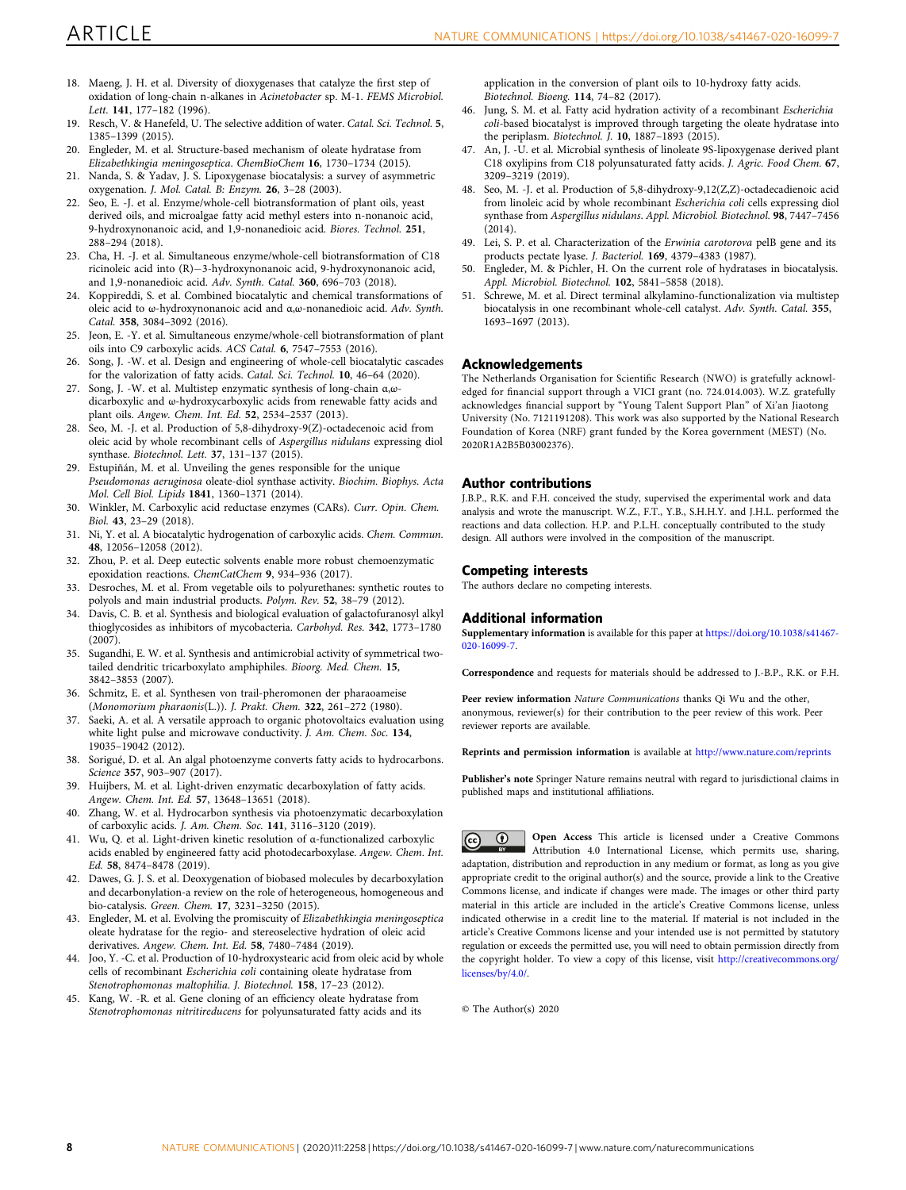18. Maeng, J. H. et al. Diversity of dioxygenases that catalyze the first step of oxidation of long-chain n-alkanes in *Acinetobacter* sp. M-1. *FEMS Microbiol. Lett.* **141**, 177–182 (1996).
19. Resch, V. & Hanefeld, U. The selective addition of water. *Catal. Sci. Technol.* **5**, 1385–1399 (2015).
20. Engleder, M. et al. Structure-based mechanism of oleate hydratase from *Elizabethkingia meningoseptica*. *ChemBioChem* **16**, 1730–1734 (2015).
21. Nanda, S. & Yadav, J. S. Lipoxygenase biocatalysis: a survey of asymmetric oxygenation. *J. Mol. Catal. B: Enzym.* **26**, 3–28 (2003).
22. Seo, E. -J. et al. Enzyme/whole-cell biotransformation of plant oils, yeast derived oils, and microalgae fatty acid methyl esters into n-nonanoic acid, 9-hydroxynonanoic acid, and 1,9-nonanedioic acid. *Biores. Technol.* **251**, 288–294 (2018).
23. Cha, H. -J. et al. Simultaneous enzyme/whole-cell biotransformation of C18 ricinoleic acid into (R)−3-hydroxynonanoic acid, 9-hydroxynonanoic acid, and 1,9-nonanedioic acid. *Adv. Synth. Catal.* **360**, 696–703 (2018).
24. Koppireddi, S. et al. Combined biocatalytic and chemical transformations of oleic acid to ω-hydroxynonanoic acid and α,ω-nonanedioic acid. *Adv. Synth. Catal.* **358**, 3084–3092 (2016).
25. Jeon, E. -Y. et al. Simultaneous enzyme/whole-cell biotransformation of plant oils into C9 carboxylic acids. *ACS Catal.* **6**, 7547–7553 (2016).
26. Song, J. -W. et al. Design and engineering of whole-cell biocatalytic cascades for the valorization of fatty acids. *Catal. Sci. Technol.* **10**, 46–64 (2020).
27. Song, J. -W. et al. Multistep enzymatic synthesis of long-chain α,ω-dicarboxylic and ω-hydroxycarboxylic acids from renewable fatty acids and plant oils. *Angew. Chem. Int. Ed.* **52**, 2534–2537 (2013).
28. Seo, M. -J. et al. Production of 5,8-dihydroxy-9(Z)-octadecenoic acid from oleic acid by whole recombinant cells of *Aspergillus nidulans* expressing diol synthase. *Biotechnol. Lett.* **37**, 131–137 (2015).
29. Estupiñán, M. et al. Unveiling the genes responsible for the unique *Pseudomonas aeruginosa* oleate-diol synthase activity. *Biochim. Biophys. Acta Mol. Cell Biol. Lipids* **1841**, 1360–1371 (2014).
30. Winkler, M. Carboxylic acid reductase enzymes (CARs). *Curr. Opin. Chem. Biol.* **43**, 23–29 (2018).
31. Ni, Y. et al. A biocatalytic hydrogenation of carboxylic acids. *Chem. Commun.* **48**, 12056–12058 (2012).
32. Zhou, P. et al. Deep eutectic solvents enable more robust chemoenzymatic epoxidation reactions. *ChemCatChem* **9**, 934–936 (2017).
33. Desroches, M. et al. From vegetable oils to polyurethanes: synthetic routes to polyols and main industrial products. *Polym. Rev.* **52**, 38–79 (2012).
34. Davis, C. B. et al. Synthesis and biological evaluation of galactofuranosyl alkyl thioglycosides as inhibitors of mycobacteria. *Carbohyd. Res.* **342**, 1773–1780 (2007).
35. Sugandhi, E. W. et al. Synthesis and antimicrobial activity of symmetrical two-tailed dendritic tricarboxylato amphiphiles. *Bioorg. Med. Chem.* **15**, 3842–3853 (2007).
36. Schmitz, E. et al. Synthesen von trail-pheromonen der pharaoameise (*Monomorium pharaonis*(L.)). *J. Prakt. Chem.* **322**, 261–272 (1980).
37. Saeki, A. et al. A versatile approach to organic photovoltaics evaluation using white light pulse and microwave conductivity. *J. Am. Chem. Soc.* **134**, 19035–19042 (2012).
38. Sorigué, D. et al. An algal photoenzyme converts fatty acids to hydrocarbons. *Science* **357**, 903–907 (2017).
39. Huijbers, M. et al. Light-driven enzymatic decarboxylation of fatty acids. *Angew. Chem. Int. Ed.* **57**, 13648–13651 (2018).
40. Zhang, W. et al. Hydrocarbon synthesis via photoenzymatic decarboxylation of carboxylic acids. *J. Am. Chem. Soc.* **141**, 3116–3120 (2019).
41. Wu, Q. et al. Light-driven kinetic resolution of α-functionalized carboxylic acids enabled by engineered fatty acid photodecarboxylase. *Angew. Chem. Int. Ed.* **58**, 8474–8478 (2019).
42. Dawes, G. J. S. et al. Deoxygenation of biobased molecules by decarboxylation and decarbonylation-a review on the role of heterogeneous, homogeneous and bio-catalysis. *Green. Chem.* **17**, 3231–3250 (2015).
43. Engleder, M. et al. Evolving the promiscuity of *Elizabethkingia meningoseptica* oleate hydratase for the regio- and stereoselective hydration of oleic acid derivatives. *Angew. Chem. Int. Ed.* **58**, 7480–7484 (2019).
44. Joo, Y. -C. et al. Production of 10-hydroxystearic acid from oleic acid by whole cells of recombinant *Escherichia coli* containing oleate hydratase from *Stenotrophomonas maltophilia*. *J. Biotechnol.* **158**, 17–23 (2012).
45. Kang, W. -R. et al. Gene cloning of an efficiency oleate hydratase from *Stenotrophomonas nitritireducens* for polyunsaturated fatty acids and its application in the conversion of plant oils to 10-hydroxy fatty acids. *Biotechnol. Bioeng.* **114**, 74–82 (2017).
46. Jung, S. M. et al. Fatty acid hydration activity of a recombinant *Escherichia coli*-based biocatalyst is improved through targeting the oleate hydratase into the periplasm. *Biotechnol. J.* **10**, 1887–1893 (2015).
47. An, J. -U. et al. Microbial synthesis of linoleate 9S-lipoxygenase derived plant C18 oxylipins from C18 polyunsaturated fatty acids. *J. Agric. Food Chem.* **67**, 3209–3219 (2019).
48. Seo, M. -J. et al. Production of 5,8-dihydroxy-9,12(Z,Z)-octadecadienoic acid from linoleic acid by whole recombinant *Escherichia coli* cells expressing diol synthase from *Aspergillus nidulans*. *Appl. Microbiol. Biotechnol.* **98**, 7447–7456 (2014).
49. Lei, S. P. et al. Characterization of the *Erwinia carotorova* pelB gene and its products pectate lyase. *J. Bacteriol.* **169**, 4379–4383 (1987).
50. Engleder, M. & Pichler, H. On the current role of hydratases in biocatalysis. *Appl. Microbiol. Biotechnol.* **102**, 5841–5858 (2018).
51. Schrewe, M. et al. Direct terminal alkylamino-functionalization via multistep biocatalysis in one recombinant whole-cell catalyst. *Adv. Synth. Catal.* **355**, 1693–1697 (2013).

## Acknowledgements

The Netherlands Organisation for Scientific Research (NWO) is gratefully acknowledged for financial support through a VICI grant (no. 724.014.003). W.Z. gratefully acknowledges financial support by "Young Talent Support Plan" of Xi'an Jiaotong University (No. 7121191208). This work was also supported by the National Research Foundation of Korea (NRF) grant funded by the Korea government (MEST) (No. 2020R1A2B5B03002376).

## Author contributions

J.B.P., R.K. and F.H. conceived the study, supervised the experimental work and data analysis and wrote the manuscript. W.Z., F.T., Y.B., S.H.H.Y. and J.H.L. performed the reactions and data collection. H.P. and P.L.H. conceptually contributed to the study design. All authors were involved in the composition of the manuscript.

## Competing interests

The authors declare no competing interests.

## Additional information

**Supplementary information** is available for this paper at https://doi.org/10.1038/s41467-020-16099-7.

**Correspondence** and requests for materials should be addressed to J.-B.P., R.K. or F.H.

**Peer review information** *Nature Communications* thanks Qi Wu and the other, anonymous, reviewer(s) for their contribution to the peer review of this work. Peer reviewer reports are available.

**Reprints and permission information** is available at http://www.nature.com/reprints

**Publisher's note** Springer Nature remains neutral with regard to jurisdictional claims in published maps and institutional affiliations.

**Open Access** This article is licensed under a Creative Commons Attribution 4.0 International License, which permits use, sharing, adaptation, distribution and reproduction in any medium or format, as long as you give appropriate credit to the original author(s) and the source, provide a link to the Creative Commons license, and indicate if changes were made. The images or other third party material in this article are included in the article's Creative Commons license, unless indicated otherwise in a credit line to the material. If material is not included in the article's Creative Commons license and your intended use is not permitted by statutory regulation or exceeds the permitted use, you will need to obtain permission directly from the copyright holder. To view a copy of this license, visit http://creativecommons.org/licenses/by/4.0/.

© The Author(s) 2020